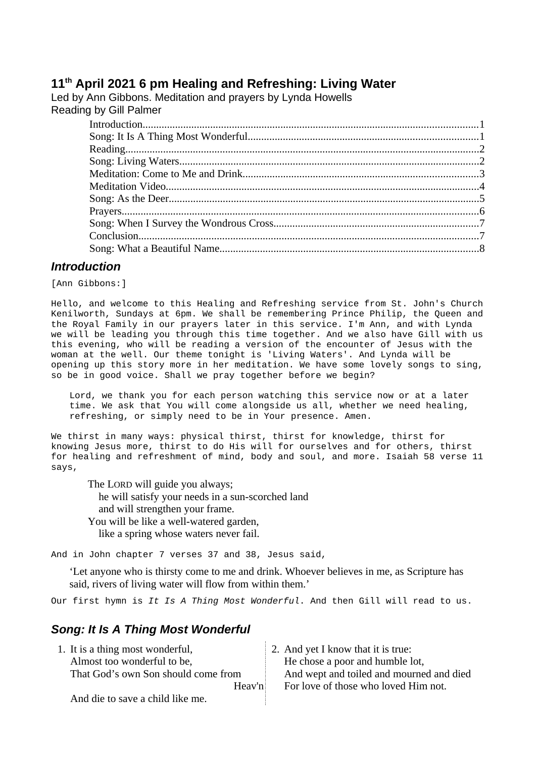# 11th April 2021 6 pm Healing and Refreshing: Living Water

Led by Ann Gibbons. Meditation and prayers by Lynda Howells
Reading by Gill Palmer

- Introduction.....1
- Song: It Is A Thing Most Wonderful.....1
- Reading.....2
- Song: Living Waters.....2
- Meditation: Come to Me and Drink.....3
- Meditation Video.....4
- Song: As the Deer.....5
- Prayers.....6
- Song: When I Survey the Wondrous Cross.....7
- Conclusion.....7
- Song: What a Beautiful Name.....8

## *Introduction*

[Ann Gibbons:]

Hello, and welcome to this Healing and Refreshing service from St. John's Church Kenilworth, Sundays at 6pm. We shall be remembering Prince Philip, the Queen and the Royal Family in our prayers later in this service. I'm Ann, and with Lynda we will be leading you through this time together. And we also have Gill with us this evening, who will be reading a version of the encounter of Jesus with the woman at the well. Our theme tonight is 'Living Waters'. And Lynda will be opening up this story more in her meditation. We have some lovely songs to sing, so be in good voice. Shall we pray together before we begin?

> Lord, we thank you for each person watching this service now or at a later time. We ask that You will come alongside us all, whether we need healing, refreshing, or simply need to be in Your presence. Amen.

We thirst in many ways: physical thirst, thirst for knowledge, thirst for knowing Jesus more, thirst to do His will for ourselves and for others, thirst for healing and refreshment of mind, body and soul, and more. Isaiah 58 verse 11 says,

> The LORD will guide you always;
> he will satisfy your needs in a sun-scorched land
> and will strengthen your frame.
> You will be like a well-watered garden,
> like a spring whose waters never fail.

And in John chapter 7 verses 37 and 38, Jesus said,

> 'Let anyone who is thirsty come to me and drink. Whoever believes in me, as Scripture has said, rivers of living water will flow from within them.'

Our first hymn is *It Is A Thing Most Wonderful*. And then Gill will read to us.

## *Song: It Is A Thing Most Wonderful*

1. It is a thing most wonderful,
   Almost too wonderful to be,
   That God's own Son should come from Heav'n
   And die to save a child like me.

2. And yet I know that it is true:
   He chose a poor and humble lot,
   And wept and toiled and mourned and died
   For love of those who loved Him not.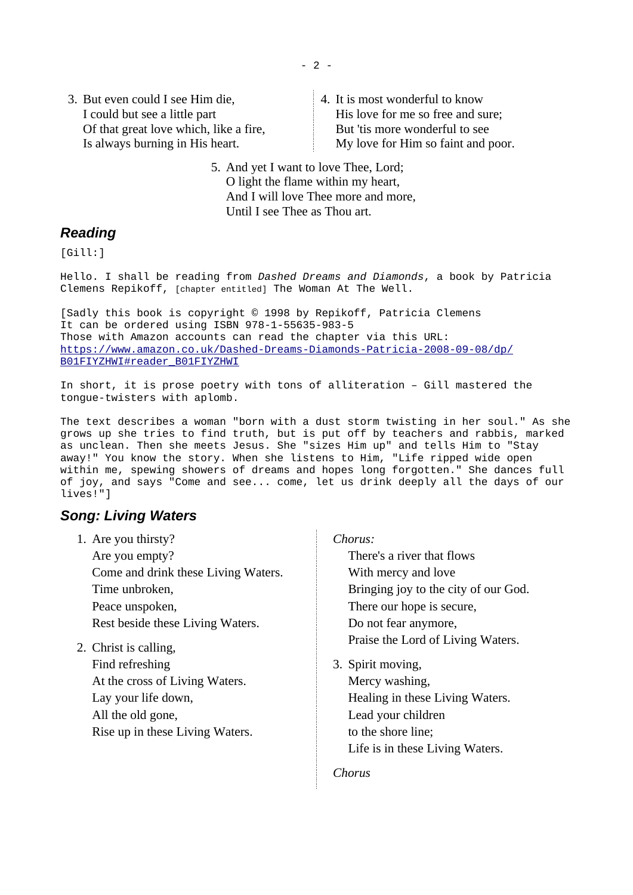3. But even could I see Him die,
   I could but see a little part
   Of that great love which, like a fire,
   Is always burning in His heart.

4. It is most wonderful to know
   His love for me so free and sure;
   But 'tis more wonderful to see
   My love for Him so faint and poor.

5. And yet I want to love Thee, Lord;
   O light the flame within my heart,
   And I will love Thee more and more,
   Until I see Thee as Thou art.

## Reading

[Gill:]

Hello. I shall be reading from *Dashed Dreams and Diamonds*, a book by Patricia Clemens Repikoff, [chapter entitled] The Woman At The Well.

[Sadly this book is copyright © 1998 by Repikoff, Patricia Clemens
It can be ordered using ISBN 978-1-55635-983-5
Those with Amazon accounts can read the chapter via this URL:
https://www.amazon.co.uk/Dashed-Dreams-Diamonds-Patricia-2008-09-08/dp/B01FIYZHWI#reader_B01FIYZHWI

In short, it is prose poetry with tons of alliteration – Gill mastered the tongue-twisters with aplomb.

The text describes a woman "born with a dust storm twisting in her soul." As she grows up she tries to find truth, but is put off by teachers and rabbis, marked as unclean. Then she meets Jesus. She "sizes Him up" and tells Him to "Stay away!" You know the story. When she listens to Him, "Life ripped wide open within me, spewing showers of dreams and hopes long forgotten." She dances full of joy, and says "Come and see... come, let us drink deeply all the days of our lives!"]

## Song: Living Waters

1. Are you thirsty?
   Are you empty?
   Come and drink these Living Waters.
   Time unbroken,
   Peace unspoken,
   Rest beside these Living Waters.

2. Christ is calling,
   Find refreshing
   At the cross of Living Waters.
   Lay your life down,
   All the old gone,
   Rise up in these Living Waters.

*Chorus:*
There's a river that flows
With mercy and love
Bringing joy to the city of our God.
There our hope is secure,
Do not fear anymore,
Praise the Lord of Living Waters.

3. Spirit moving,
   Mercy washing,
   Healing in these Living Waters.
   Lead your children
   to the shore line;
   Life is in these Living Waters.

*Chorus*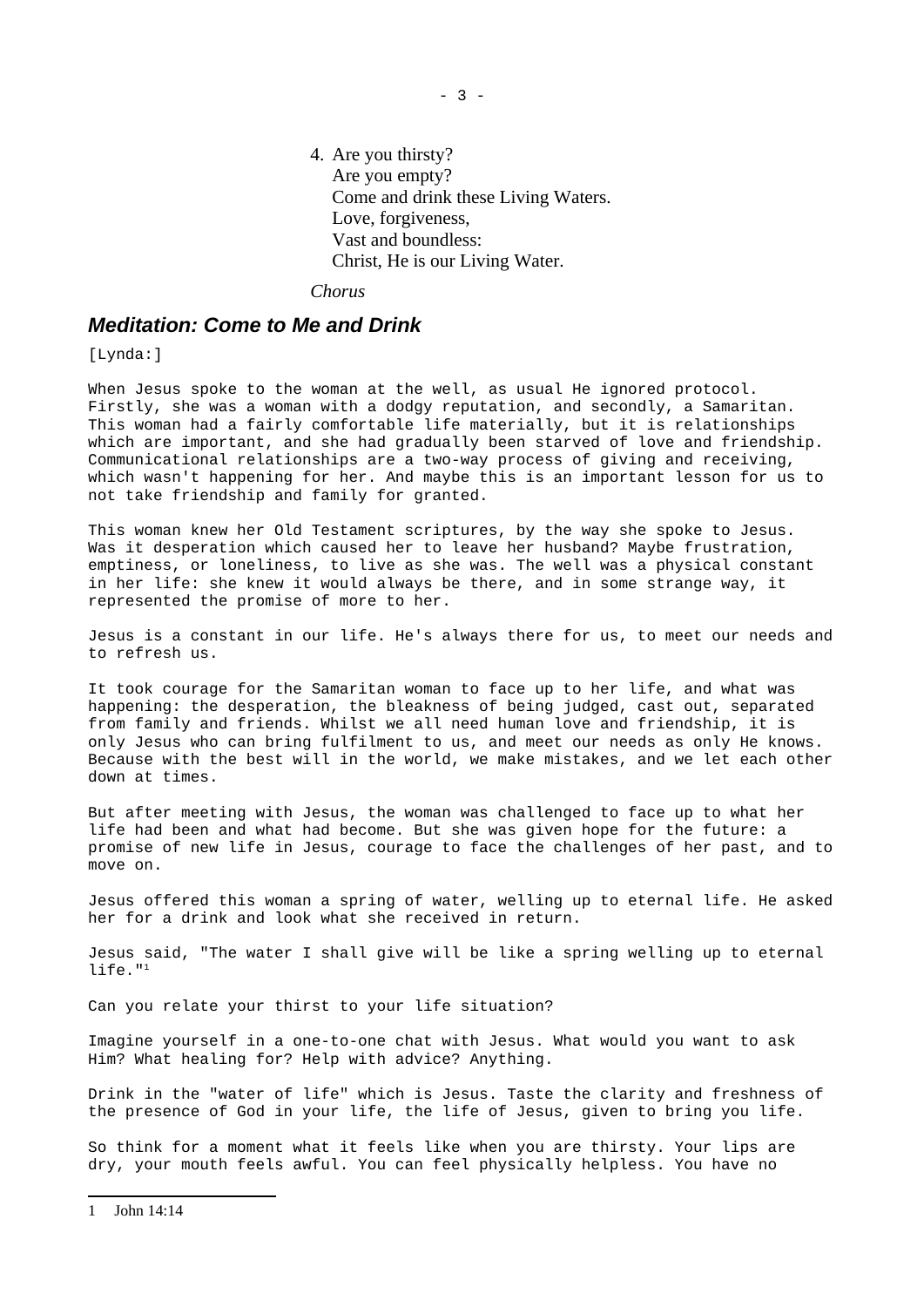4. Are you thirsty?
   Are you empty?
   Come and drink these Living Waters.
   Love, forgiveness,
   Vast and boundless:
   Christ, He is our Living Water.

*Chorus*

### ***Meditation: Come to Me and Drink***

[Lynda:]

When Jesus spoke to the woman at the well, as usual He ignored protocol. Firstly, she was a woman with a dodgy reputation, and secondly, a Samaritan. This woman had a fairly comfortable life materially, but it is relationships which are important, and she had gradually been starved of love and friendship. Communicational relationships are a two-way process of giving and receiving, which wasn't happening for her. And maybe this is an important lesson for us to not take friendship and family for granted.

This woman knew her Old Testament scriptures, by the way she spoke to Jesus. Was it desperation which caused her to leave her husband? Maybe frustration, emptiness, or loneliness, to live as she was. The well was a physical constant in her life: she knew it would always be there, and in some strange way, it represented the promise of more to her.

Jesus is a constant in our life. He's always there for us, to meet our needs and to refresh us.

It took courage for the Samaritan woman to face up to her life, and what was happening: the desperation, the bleakness of being judged, cast out, separated from family and friends. Whilst we all need human love and friendship, it is only Jesus who can bring fulfilment to us, and meet our needs as only He knows. Because with the best will in the world, we make mistakes, and we let each other down at times.

But after meeting with Jesus, the woman was challenged to face up to what her life had been and what had become. But she was given hope for the future: a promise of new life in Jesus, courage to face the challenges of her past, and to move on.

Jesus offered this woman a spring of water, welling up to eternal life. He asked her for a drink and look what she received in return.

Jesus said, "The water I shall give will be like a spring welling up to eternal life."[1]

Can you relate your thirst to your life situation?

Imagine yourself in a one-to-one chat with Jesus. What would you want to ask Him? What healing for? Help with advice? Anything.

Drink in the "water of life" which is Jesus. Taste the clarity and freshness of the presence of God in your life, the life of Jesus, given to bring you life.

So think for a moment what it feels like when you are thirsty. Your lips are dry, your mouth feels awful. You can feel physically helpless. You have no

---

1 John 14:14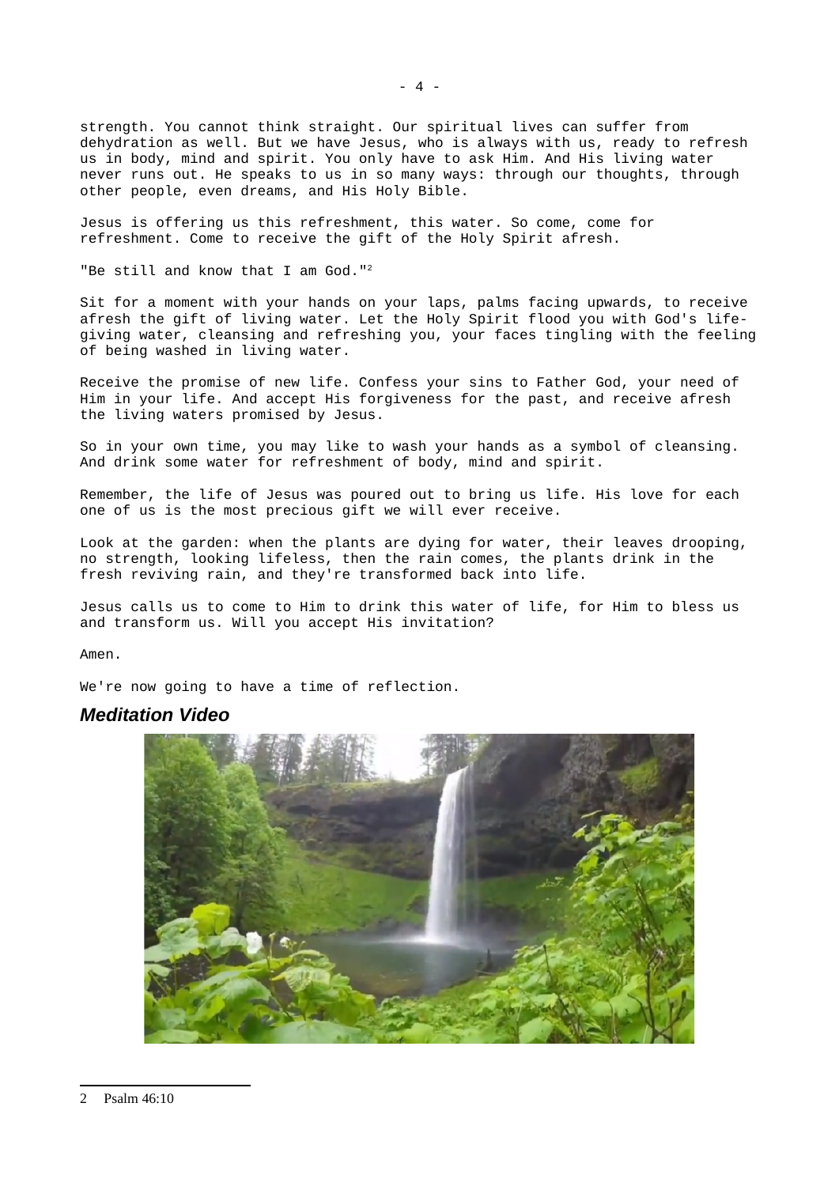strength. You cannot think straight. Our spiritual lives can suffer from dehydration as well. But we have Jesus, who is always with us, ready to refresh us in body, mind and spirit. You only have to ask Him. And His living water never runs out. He speaks to us in so many ways: through our thoughts, through other people, even dreams, and His Holy Bible.

Jesus is offering us this refreshment, this water. So come, come for refreshment. Come to receive the gift of the Holy Spirit afresh.

"Be still and know that I am God."[2]

Sit for a moment with your hands on your laps, palms facing upwards, to receive afresh the gift of living water. Let the Holy Spirit flood you with God's life-giving water, cleansing and refreshing you, your faces tingling with the feeling of being washed in living water.

Receive the promise of new life. Confess your sins to Father God, your need of Him in your life. And accept His forgiveness for the past, and receive afresh the living waters promised by Jesus.

So in your own time, you may like to wash your hands as a symbol of cleansing. And drink some water for refreshment of body, mind and spirit.

Remember, the life of Jesus was poured out to bring us life. His love for each one of us is the most precious gift we will ever receive.

Look at the garden: when the plants are dying for water, their leaves drooping, no strength, looking lifeless, then the rain comes, the plants drink in the fresh reviving rain, and they're transformed back into life.

Jesus calls us to come to Him to drink this water of life, for Him to bless us and transform us. Will you accept His invitation?

Amen.

We're now going to have a time of reflection.

### *Meditation Video*

2 Psalm 46:10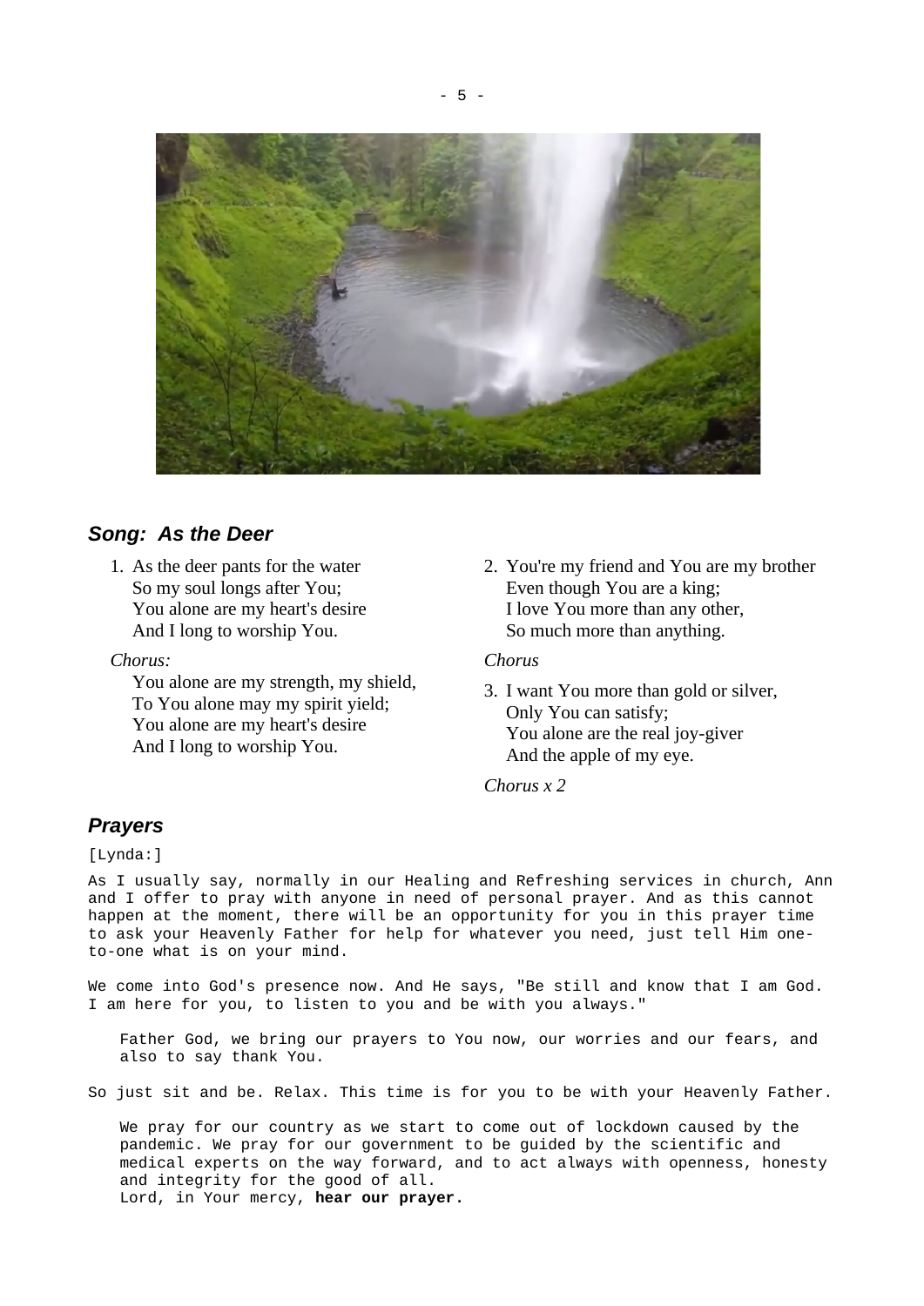### *Song: As the Deer*

1. As the deer pants for the water  
   So my soul longs after You;  
   You alone are my heart's desire  
   And I long to worship You.

*Chorus:*  
You alone are my strength, my shield,  
To You alone may my spirit yield;  
You alone are my heart's desire  
And I long to worship You.

2. You're my friend and You are my brother  
   Even though You are a king;  
   I love You more than any other,  
   So much more than anything.

*Chorus*

3. I want You more than gold or silver,  
   Only You can satisfy;  
   You alone are the real joy-giver  
   And the apple of my eye.

*Chorus x 2*

### *Prayers*

[Lynda:]

As I usually say, normally in our Healing and Refreshing services in church, Ann and I offer to pray with anyone in need of personal prayer. And as this cannot happen at the moment, there will be an opportunity for you in this prayer time to ask your Heavenly Father for help for whatever you need, just tell Him one-to-one what is on your mind.

We come into God's presence now. And He says, "Be still and know that I am God. I am here for you, to listen to you and be with you always."

Father God, we bring our prayers to You now, our worries and our fears, and also to say thank You.

So just sit and be. Relax. This time is for you to be with your Heavenly Father.

We pray for our country as we start to come out of lockdown caused by the pandemic. We pray for our government to be guided by the scientific and medical experts on the way forward, and to act always with openness, honesty and integrity for the good of all.  
Lord, in Your mercy, **hear our prayer.**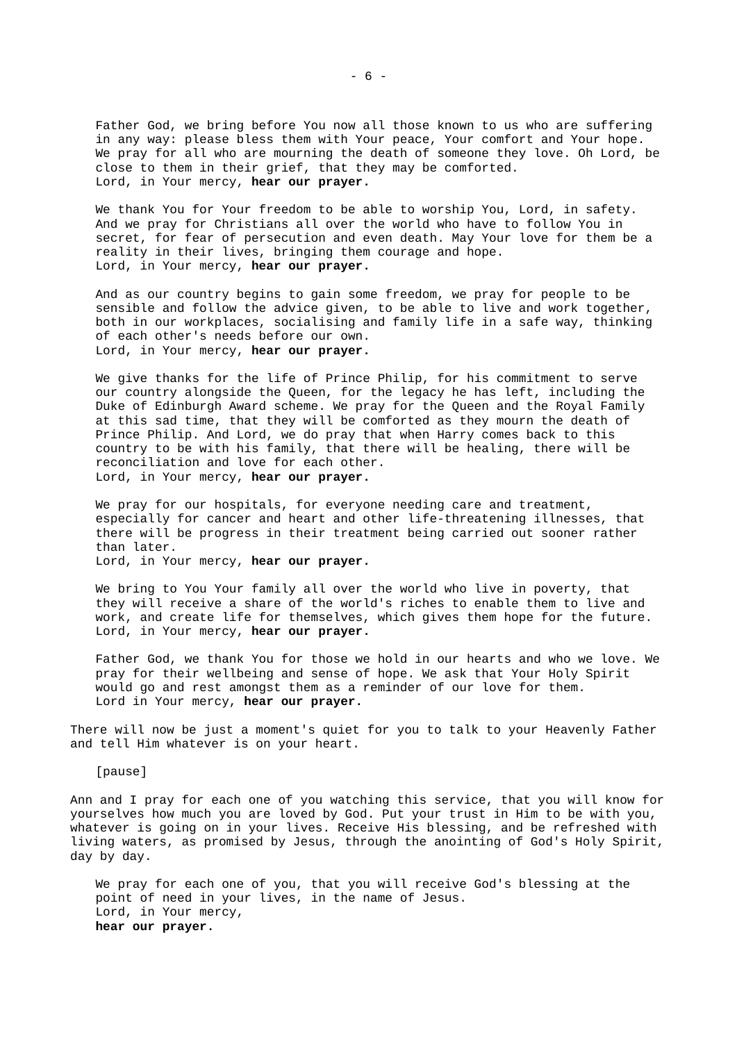Father God, we bring before You now all those known to us who are suffering in any way: please bless them with Your peace, Your comfort and Your hope. We pray for all who are mourning the death of someone they love. Oh Lord, be close to them in their grief, that they may be comforted.
Lord, in Your mercy, **hear our prayer.**

We thank You for Your freedom to be able to worship You, Lord, in safety. And we pray for Christians all over the world who have to follow You in secret, for fear of persecution and even death. May Your love for them be a reality in their lives, bringing them courage and hope.
Lord, in Your mercy, **hear our prayer.**

And as our country begins to gain some freedom, we pray for people to be sensible and follow the advice given, to be able to live and work together, both in our workplaces, socialising and family life in a safe way, thinking of each other's needs before our own.
Lord, in Your mercy, **hear our prayer.**

We give thanks for the life of Prince Philip, for his commitment to serve our country alongside the Queen, for the legacy he has left, including the Duke of Edinburgh Award scheme. We pray for the Queen and the Royal Family at this sad time, that they will be comforted as they mourn the death of Prince Philip. And Lord, we do pray that when Harry comes back to this country to be with his family, that there will be healing, there will be reconciliation and love for each other.
Lord, in Your mercy, **hear our prayer.**

We pray for our hospitals, for everyone needing care and treatment, especially for cancer and heart and other life-threatening illnesses, that there will be progress in their treatment being carried out sooner rather than later.
Lord, in Your mercy, **hear our prayer.**

We bring to You Your family all over the world who live in poverty, that they will receive a share of the world's riches to enable them to live and work, and create life for themselves, which gives them hope for the future.
Lord, in Your mercy, **hear our prayer.**

Father God, we thank You for those we hold in our hearts and who we love. We pray for their wellbeing and sense of hope. We ask that Your Holy Spirit would go and rest amongst them as a reminder of our love for them.
Lord in Your mercy, **hear our prayer.**

There will now be just a moment's quiet for you to talk to your Heavenly Father and tell Him whatever is on your heart.

[pause]

Ann and I pray for each one of you watching this service, that you will know for yourselves how much you are loved by God. Put your trust in Him to be with you, whatever is going on in your lives. Receive His blessing, and be refreshed with living waters, as promised by Jesus, through the anointing of God's Holy Spirit, day by day.

We pray for each one of you, that you will receive God's blessing at the point of need in your lives, in the name of Jesus.
Lord, in Your mercy,
**hear our prayer.**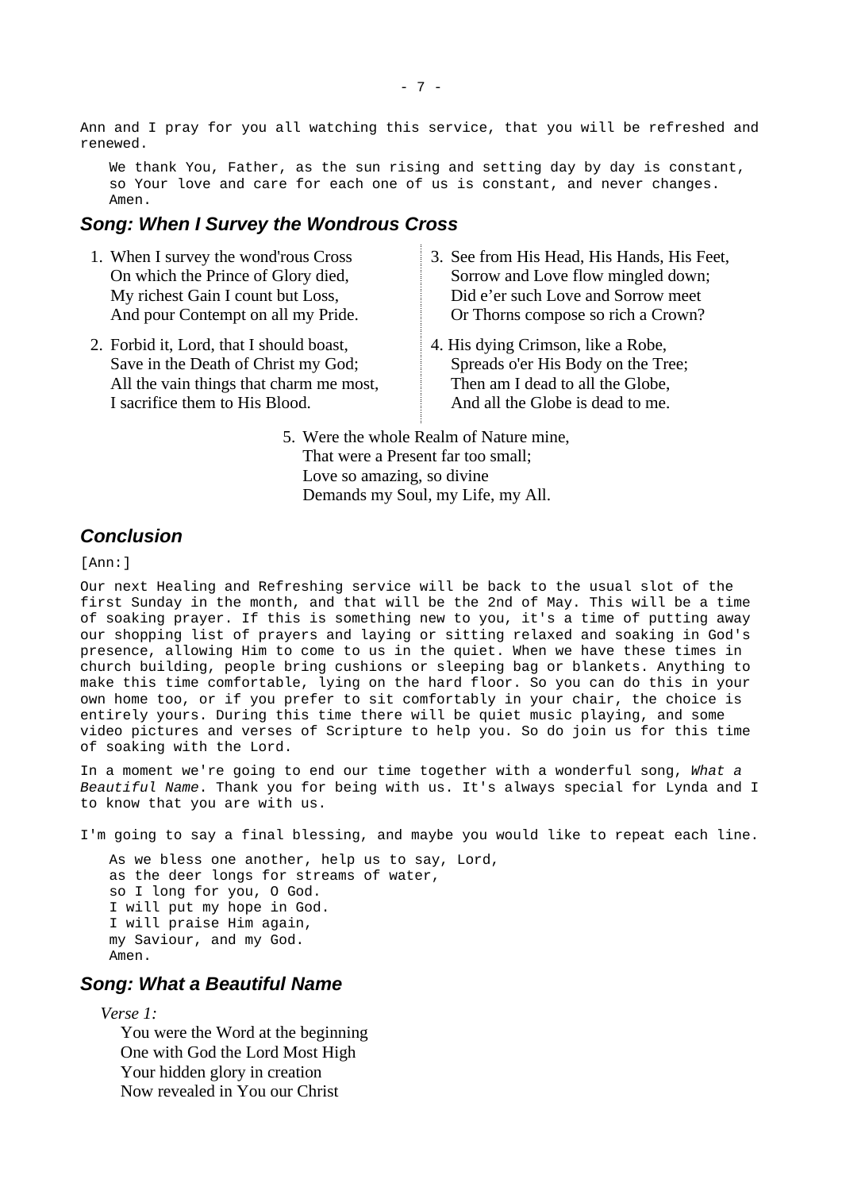Ann and I pray for you all watching this service, that you will be refreshed and renewed.

> We thank You, Father, as the sun rising and setting day by day is constant, so Your love and care for each one of us is constant, and never changes. Amen.

## Song: When I Survey the Wondrous Cross

1. When I survey the wond'rous Cross  
   On which the Prince of Glory died,  
   My richest Gain I count but Loss,  
   And pour Contempt on all my Pride.

2. Forbid it, Lord, that I should boast,  
   Save in the Death of Christ my God;  
   All the vain things that charm me most,  
   I sacrifice them to His Blood.

3. See from His Head, His Hands, His Feet,  
   Sorrow and Love flow mingled down;  
   Did e'er such Love and Sorrow meet  
   Or Thorns compose so rich a Crown?

4. His dying Crimson, like a Robe,  
   Spreads o'er His Body on the Tree;  
   Then am I dead to all the Globe,  
   And all the Globe is dead to me.

5. Were the whole Realm of Nature mine,  
   That were a Present far too small;  
   Love so amazing, so divine  
   Demands my Soul, my Life, my All.

## Conclusion

[Ann:]

Our next Healing and Refreshing service will be back to the usual slot of the first Sunday in the month, and that will be the 2nd of May. This will be a time of soaking prayer. If this is something new to you, it's a time of putting away our shopping list of prayers and laying or sitting relaxed and soaking in God's presence, allowing Him to come to us in the quiet. When we have these times in church building, people bring cushions or sleeping bag or blankets. Anything to make this time comfortable, lying on the hard floor. So you can do this in your own home too, or if you prefer to sit comfortably in your chair, the choice is entirely yours. During this time there will be quiet music playing, and some video pictures and verses of Scripture to help you. So do join us for this time of soaking with the Lord.

In a moment we're going to end our time together with a wonderful song, *What a Beautiful Name*. Thank you for being with us. It's always special for Lynda and I to know that you are with us.

I'm going to say a final blessing, and maybe you would like to repeat each line.

> As we bless one another, help us to say, Lord,  
> as the deer longs for streams of water,  
> so I long for you, O God.  
> I will put my hope in God.  
> I will praise Him again,  
> my Saviour, and my God.  
> Amen.

## Song: What a Beautiful Name

*Verse 1:*

You were the Word at the beginning  
One with God the Lord Most High  
Your hidden glory in creation  
Now revealed in You our Christ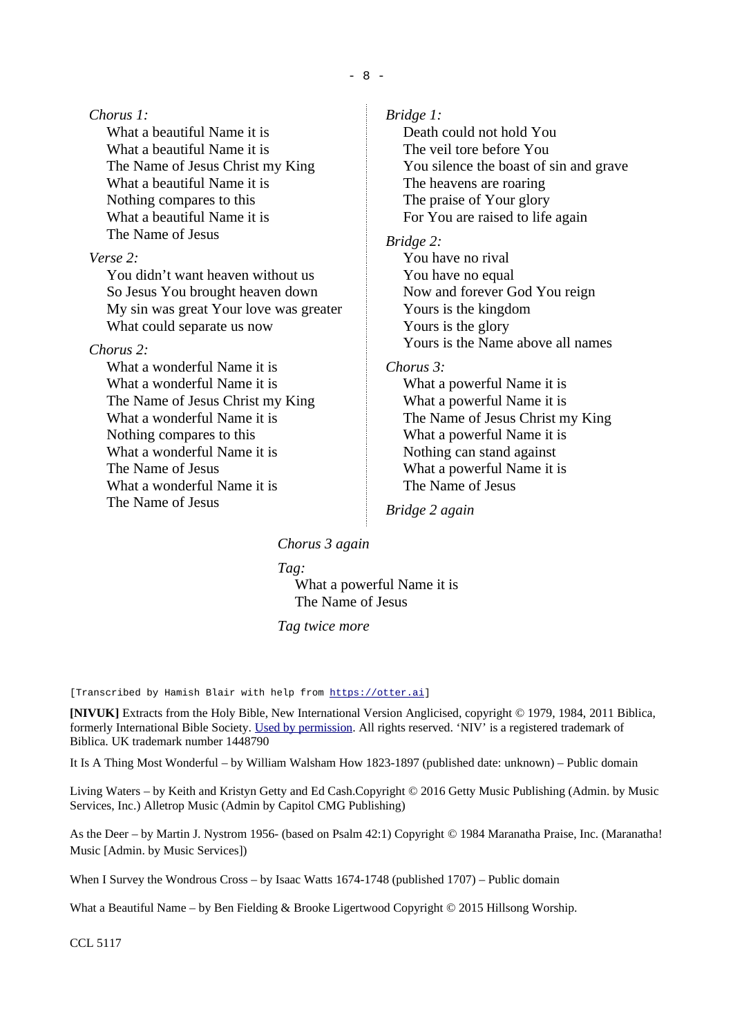*Chorus 1:*

What a beautiful Name it is
What a beautiful Name it is
The Name of Jesus Christ my King
What a beautiful Name it is
Nothing compares to this
What a beautiful Name it is
The Name of Jesus

*Verse 2:*

You didn’t want heaven without us
So Jesus You brought heaven down
My sin was great Your love was greater
What could separate us now

*Chorus 2:*

What a wonderful Name it is
What a wonderful Name it is
The Name of Jesus Christ my King
What a wonderful Name it is
Nothing compares to this
What a wonderful Name it is
The Name of Jesus
What a wonderful Name it is
The Name of Jesus

*Bridge 1:*

Death could not hold You
The veil tore before You
You silence the boast of sin and grave
The heavens are roaring
The praise of Your glory
For You are raised to life again

*Bridge 2:*

You have no rival
You have no equal
Now and forever God You reign
Yours is the kingdom
Yours is the glory
Yours is the Name above all names

*Chorus 3:*

What a powerful Name it is
What a powerful Name it is
The Name of Jesus Christ my King
What a powerful Name it is
Nothing can stand against
What a powerful Name it is
The Name of Jesus

*Bridge 2 again*

*Chorus 3 again*

*Tag:*

What a powerful Name it is
The Name of Jesus

*Tag twice more*

[Transcribed by Hamish Blair with help from https://otter.ai]

**[NIVUK]** Extracts from the Holy Bible, New International Version Anglicised, copyright © 1979, 1984, 2011 Biblica, formerly International Bible Society. Used by permission. All rights reserved. ‘NIV’ is a registered trademark of Biblica. UK trademark number 1448790

It Is A Thing Most Wonderful – by William Walsham How 1823-1897 (published date: unknown) – Public domain

Living Waters – by Keith and Kristyn Getty and Ed Cash.Copyright © 2016 Getty Music Publishing (Admin. by Music Services, Inc.) Alletrop Music (Admin by Capitol CMG Publishing)

As the Deer – by Martin J. Nystrom 1956- (based on Psalm 42:1) Copyright © 1984 Maranatha Praise, Inc. (Maranatha! Music [Admin. by Music Services])

When I Survey the Wondrous Cross – by Isaac Watts 1674-1748 (published 1707) – Public domain

What a Beautiful Name – by Ben Fielding & Brooke Ligertwood Copyright © 2015 Hillsong Worship.

CCL 5117